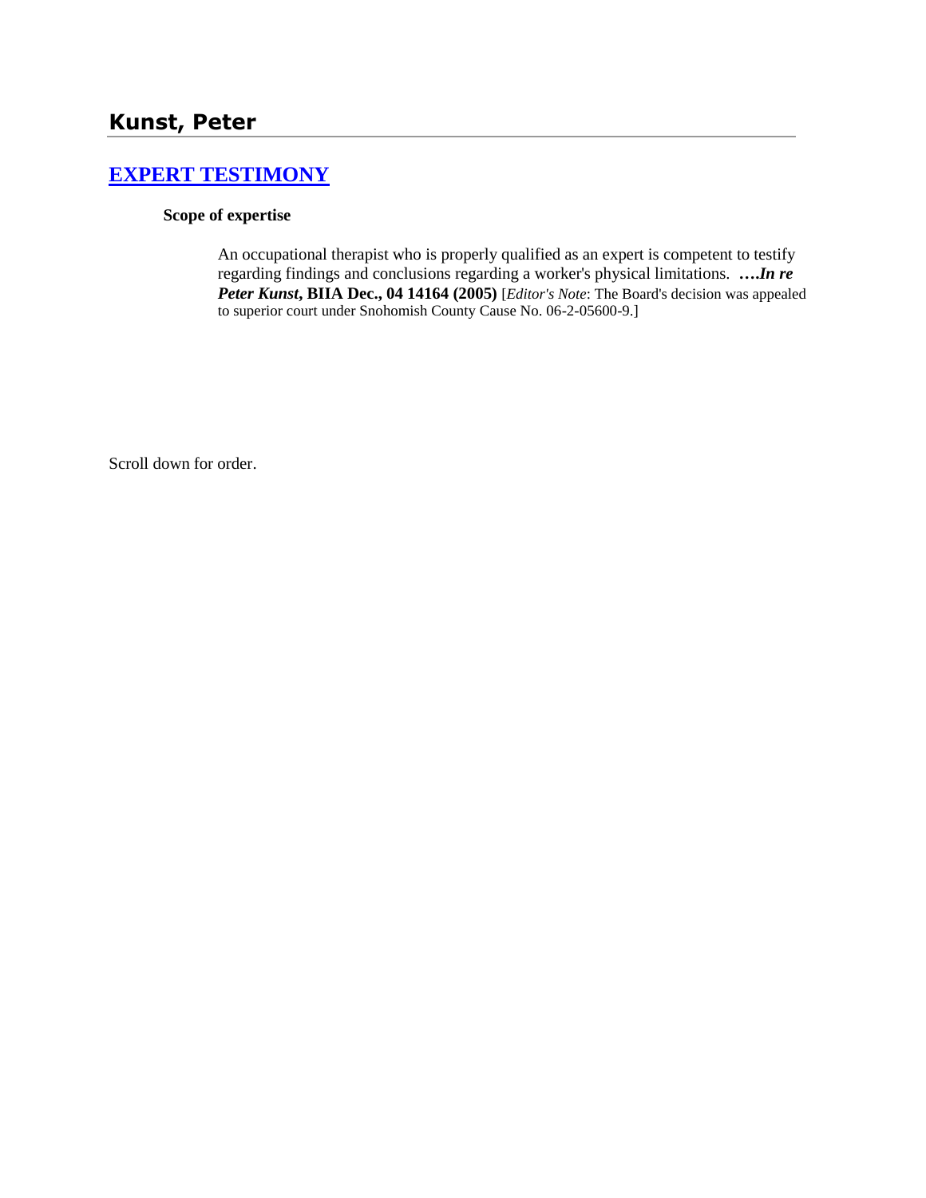# Kunst, Peter

## [EXPERT TESTIMONY]

**Scope of expertise**

An occupational therapist who is properly qualified as an expert is competent to testify regarding findings and conclusions regarding a worker's physical limitations. ***….In re Peter Kunst*, BIIA Dec., 04 14164 (2005)** [*Editor's Note*: The Board's decision was appealed to superior court under Snohomish County Cause No. 06-2-05600-9.]

Scroll down for order.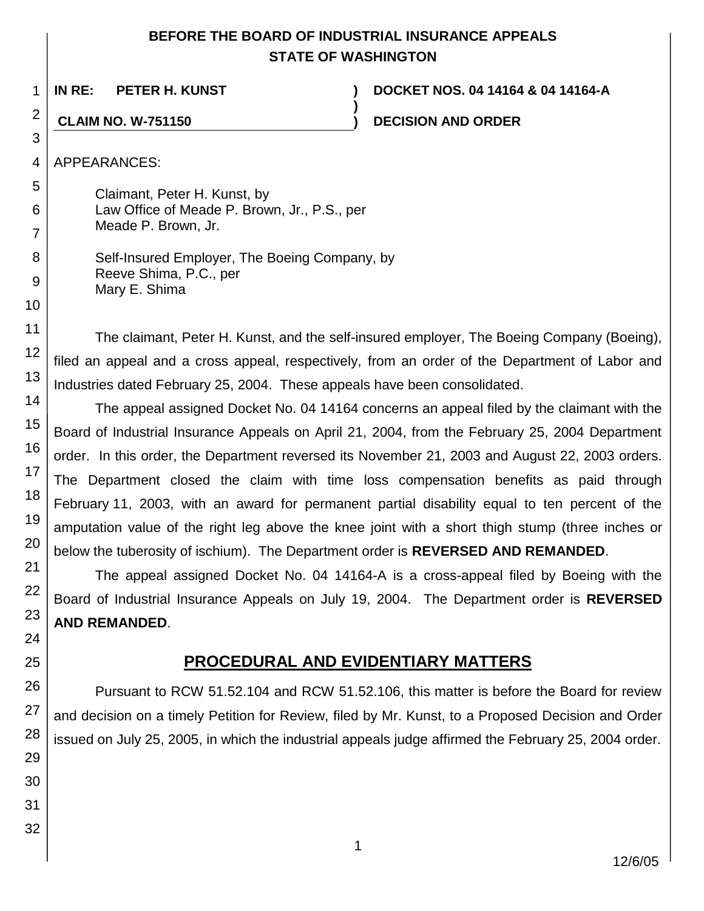**BEFORE THE BOARD OF INDUSTRIAL INSURANCE APPEALS**
**STATE OF WASHINGTON**

| | | |
|---|---|---|
| **IN RE: PETER H. KUNST** | **)** | **DOCKET NOS. 04 14164 & 04 14164-A** |
| | **)** | |
| **CLAIM NO. W-751150** | **)** | **DECISION AND ORDER** |

APPEARANCES:

Claimant, Peter H. Kunst, by
Law Office of Meade P. Brown, Jr., P.S., per
Meade P. Brown, Jr.

Self-Insured Employer, The Boeing Company, by
Reeve Shima, P.C., per
Mary E. Shima

The claimant, Peter H. Kunst, and the self-insured employer, The Boeing Company (Boeing), filed an appeal and a cross appeal, respectively, from an order of the Department of Labor and Industries dated February 25, 2004. These appeals have been consolidated.

The appeal assigned Docket No. 04 14164 concerns an appeal filed by the claimant with the Board of Industrial Insurance Appeals on April 21, 2004, from the February 25, 2004 Department order. In this order, the Department reversed its November 21, 2003 and August 22, 2003 orders. The Department closed the claim with time loss compensation benefits as paid through February 11, 2003, with an award for permanent partial disability equal to ten percent of the amputation value of the right leg above the knee joint with a short thigh stump (three inches or below the tuberosity of ischium). The Department order is **REVERSED AND REMANDED**.

The appeal assigned Docket No. 04 14164-A is a cross-appeal filed by Boeing with the Board of Industrial Insurance Appeals on July 19, 2004. The Department order is **REVERSED AND REMANDED**.

## PROCEDURAL AND EVIDENTIARY MATTERS

Pursuant to RCW 51.52.104 and RCW 51.52.106, this matter is before the Board for review and decision on a timely Petition for Review, filed by Mr. Kunst, to a Proposed Decision and Order issued on July 25, 2005, in which the industrial appeals judge affirmed the February 25, 2004 order.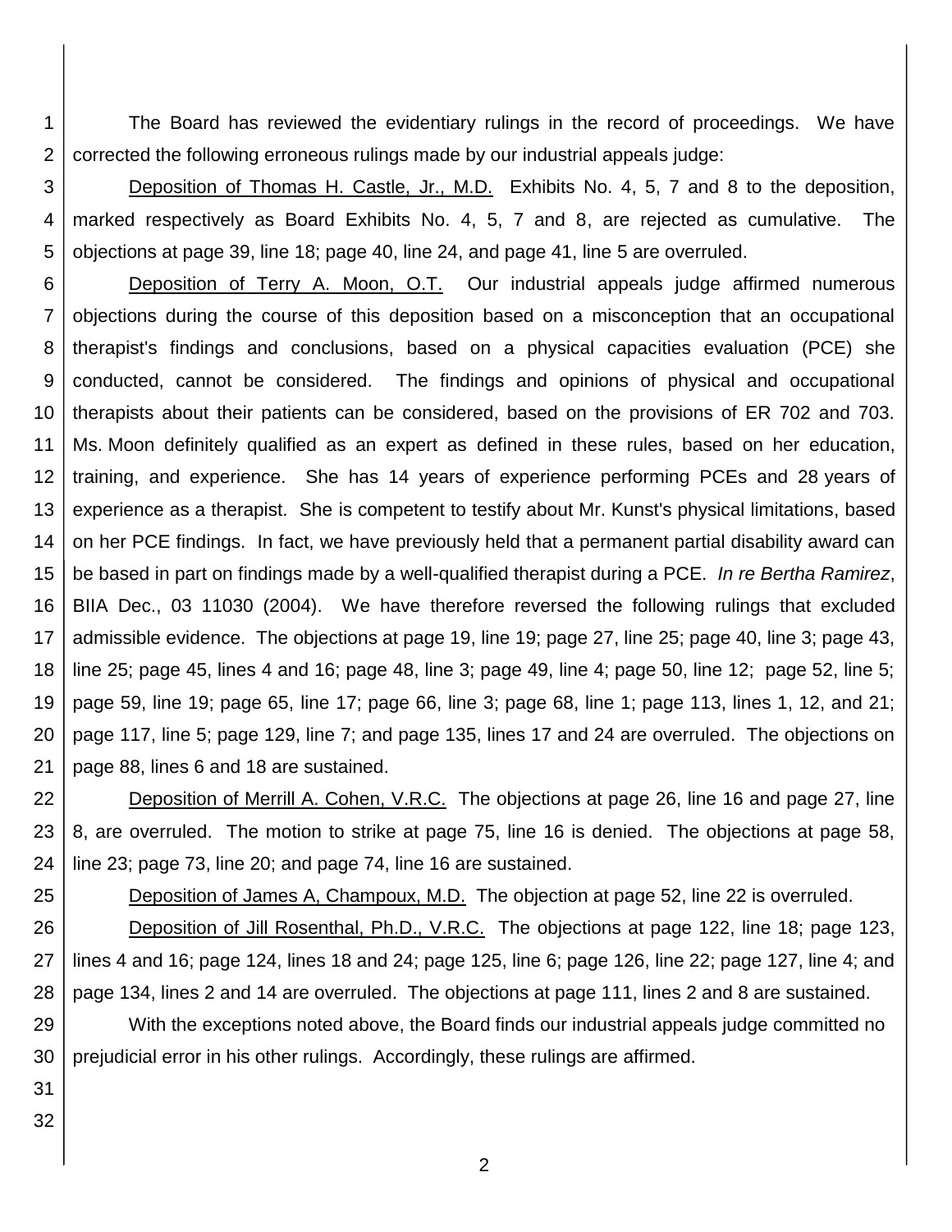The Board has reviewed the evidentiary rulings in the record of proceedings. We have corrected the following erroneous rulings made by our industrial appeals judge:

Deposition of Thomas H. Castle, Jr., M.D. Exhibits No. 4, 5, 7 and 8 to the deposition, marked respectively as Board Exhibits No. 4, 5, 7 and 8, are rejected as cumulative. The objections at page 39, line 18; page 40, line 24, and page 41, line 5 are overruled.

Deposition of Terry A. Moon, O.T. Our industrial appeals judge affirmed numerous objections during the course of this deposition based on a misconception that an occupational therapist's findings and conclusions, based on a physical capacities evaluation (PCE) she conducted, cannot be considered. The findings and opinions of physical and occupational therapists about their patients can be considered, based on the provisions of ER 702 and 703. Ms. Moon definitely qualified as an expert as defined in these rules, based on her education, training, and experience. She has 14 years of experience performing PCEs and 28 years of experience as a therapist. She is competent to testify about Mr. Kunst's physical limitations, based on her PCE findings. In fact, we have previously held that a permanent partial disability award can be based in part on findings made by a well-qualified therapist during a PCE. *In re Bertha Ramirez*, BIIA Dec., 03 11030 (2004). We have therefore reversed the following rulings that excluded admissible evidence. The objections at page 19, line 19; page 27, line 25; page 40, line 3; page 43, line 25; page 45, lines 4 and 16; page 48, line 3; page 49, line 4; page 50, line 12; page 52, line 5; page 59, line 19; page 65, line 17; page 66, line 3; page 68, line 1; page 113, lines 1, 12, and 21; page 117, line 5; page 129, line 7; and page 135, lines 17 and 24 are overruled. The objections on page 88, lines 6 and 18 are sustained.

Deposition of Merrill A. Cohen, V.R.C. The objections at page 26, line 16 and page 27, line 8, are overruled. The motion to strike at page 75, line 16 is denied. The objections at page 58, line 23; page 73, line 20; and page 74, line 16 are sustained.

Deposition of James A, Champoux, M.D. The objection at page 52, line 22 is overruled.

Deposition of Jill Rosenthal, Ph.D., V.R.C. The objections at page 122, line 18; page 123, lines 4 and 16; page 124, lines 18 and 24; page 125, line 6; page 126, line 22; page 127, line 4; and page 134, lines 2 and 14 are overruled. The objections at page 111, lines 2 and 8 are sustained.

With the exceptions noted above, the Board finds our industrial appeals judge committed no prejudicial error in his other rulings. Accordingly, these rulings are affirmed.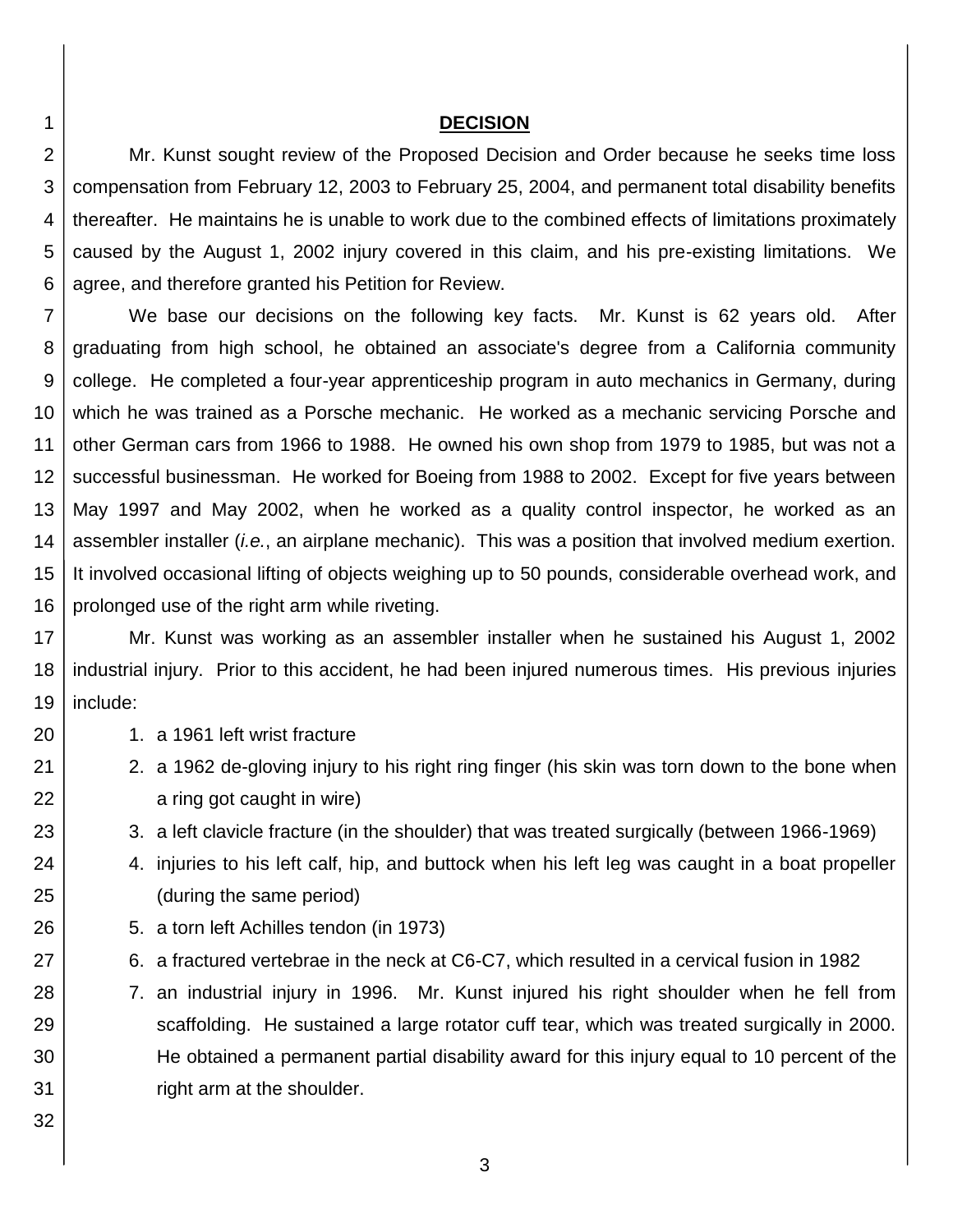## DECISION

Mr. Kunst sought review of the Proposed Decision and Order because he seeks time loss compensation from February 12, 2003 to February 25, 2004, and permanent total disability benefits thereafter. He maintains he is unable to work due to the combined effects of limitations proximately caused by the August 1, 2002 injury covered in this claim, and his pre-existing limitations. We agree, and therefore granted his Petition for Review.

We base our decisions on the following key facts. Mr. Kunst is 62 years old. After graduating from high school, he obtained an associate's degree from a California community college. He completed a four-year apprenticeship program in auto mechanics in Germany, during which he was trained as a Porsche mechanic. He worked as a mechanic servicing Porsche and other German cars from 1966 to 1988. He owned his own shop from 1979 to 1985, but was not a successful businessman. He worked for Boeing from 1988 to 2002. Except for five years between May 1997 and May 2002, when he worked as a quality control inspector, he worked as an assembler installer (*i.e.*, an airplane mechanic). This was a position that involved medium exertion. It involved occasional lifting of objects weighing up to 50 pounds, considerable overhead work, and prolonged use of the right arm while riveting.

Mr. Kunst was working as an assembler installer when he sustained his August 1, 2002 industrial injury. Prior to this accident, he had been injured numerous times. His previous injuries include:

1. a 1961 left wrist fracture
2. a 1962 de-gloving injury to his right ring finger (his skin was torn down to the bone when a ring got caught in wire)
3. a left clavicle fracture (in the shoulder) that was treated surgically (between 1966-1969)
4. injuries to his left calf, hip, and buttock when his left leg was caught in a boat propeller (during the same period)
5. a torn left Achilles tendon (in 1973)
6. a fractured vertebrae in the neck at C6-C7, which resulted in a cervical fusion in 1982
7. an industrial injury in 1996. Mr. Kunst injured his right shoulder when he fell from scaffolding. He sustained a large rotator cuff tear, which was treated surgically in 2000. He obtained a permanent partial disability award for this injury equal to 10 percent of the right arm at the shoulder.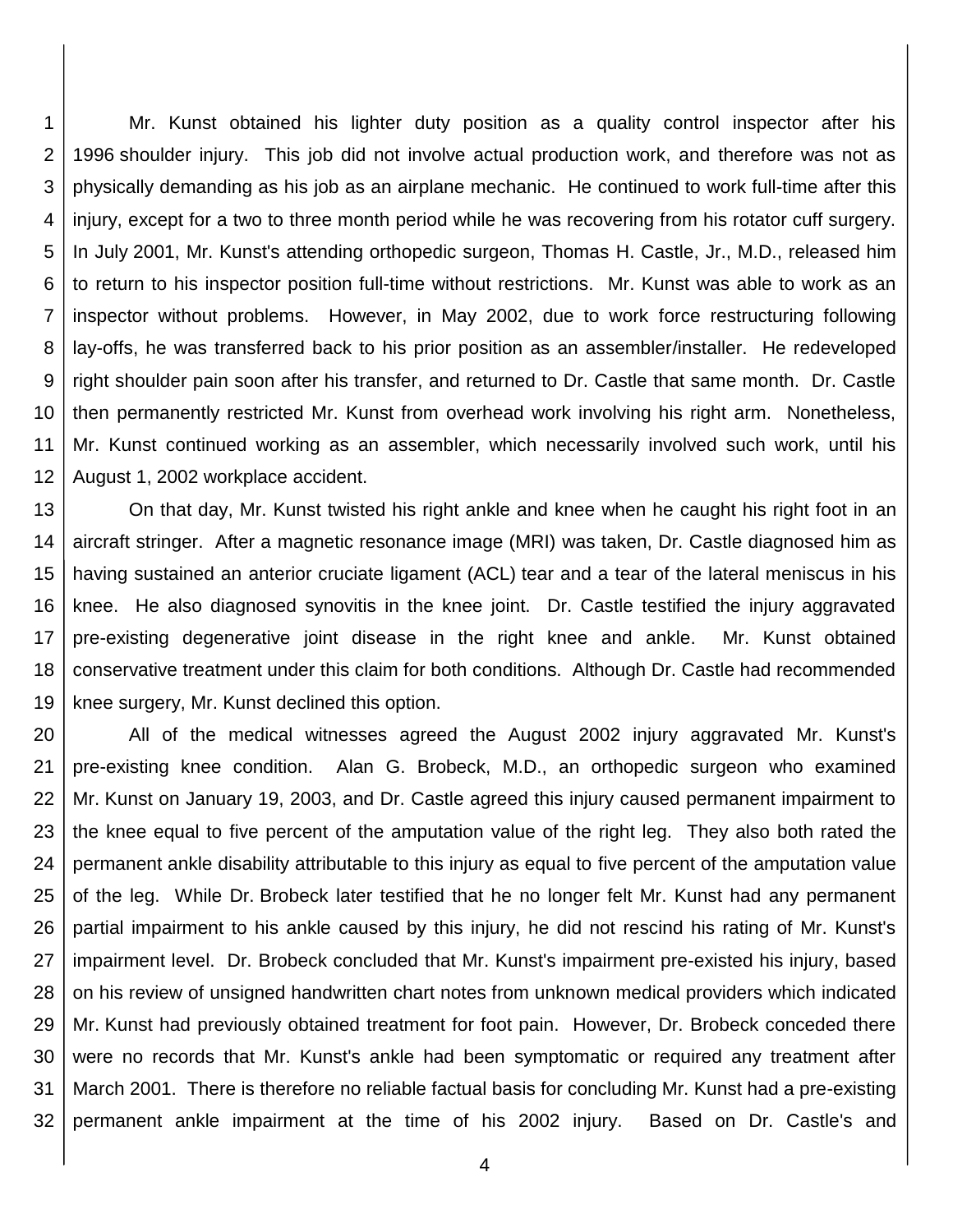Mr. Kunst obtained his lighter duty position as a quality control inspector after his 1996 shoulder injury. This job did not involve actual production work, and therefore was not as physically demanding as his job as an airplane mechanic. He continued to work full-time after this injury, except for a two to three month period while he was recovering from his rotator cuff surgery. In July 2001, Mr. Kunst's attending orthopedic surgeon, Thomas H. Castle, Jr., M.D., released him to return to his inspector position full-time without restrictions. Mr. Kunst was able to work as an inspector without problems. However, in May 2002, due to work force restructuring following lay-offs, he was transferred back to his prior position as an assembler/installer. He redeveloped right shoulder pain soon after his transfer, and returned to Dr. Castle that same month. Dr. Castle then permanently restricted Mr. Kunst from overhead work involving his right arm. Nonetheless, Mr. Kunst continued working as an assembler, which necessarily involved such work, until his August 1, 2002 workplace accident.

On that day, Mr. Kunst twisted his right ankle and knee when he caught his right foot in an aircraft stringer. After a magnetic resonance image (MRI) was taken, Dr. Castle diagnosed him as having sustained an anterior cruciate ligament (ACL) tear and a tear of the lateral meniscus in his knee. He also diagnosed synovitis in the knee joint. Dr. Castle testified the injury aggravated pre-existing degenerative joint disease in the right knee and ankle. Mr. Kunst obtained conservative treatment under this claim for both conditions. Although Dr. Castle had recommended knee surgery, Mr. Kunst declined this option.

All of the medical witnesses agreed the August 2002 injury aggravated Mr. Kunst's pre-existing knee condition. Alan G. Brobeck, M.D., an orthopedic surgeon who examined Mr. Kunst on January 19, 2003, and Dr. Castle agreed this injury caused permanent impairment to the knee equal to five percent of the amputation value of the right leg. They also both rated the permanent ankle disability attributable to this injury as equal to five percent of the amputation value of the leg. While Dr. Brobeck later testified that he no longer felt Mr. Kunst had any permanent partial impairment to his ankle caused by this injury, he did not rescind his rating of Mr. Kunst's impairment level. Dr. Brobeck concluded that Mr. Kunst's impairment pre-existed his injury, based on his review of unsigned handwritten chart notes from unknown medical providers which indicated Mr. Kunst had previously obtained treatment for foot pain. However, Dr. Brobeck conceded there were no records that Mr. Kunst's ankle had been symptomatic or required any treatment after March 2001. There is therefore no reliable factual basis for concluding Mr. Kunst had a pre-existing permanent ankle impairment at the time of his 2002 injury. Based on Dr. Castle's and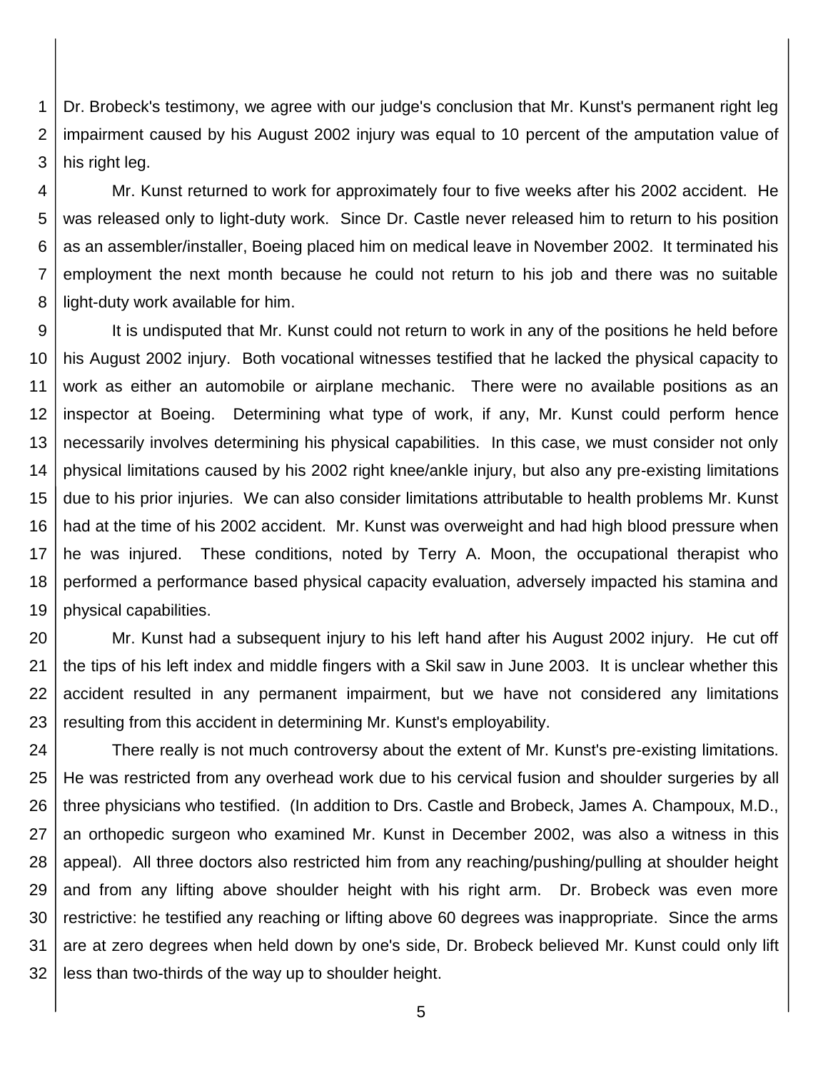Dr. Brobeck's testimony, we agree with our judge's conclusion that Mr. Kunst's permanent right leg impairment caused by his August 2002 injury was equal to 10 percent of the amputation value of his right leg.

Mr. Kunst returned to work for approximately four to five weeks after his 2002 accident. He was released only to light-duty work. Since Dr. Castle never released him to return to his position as an assembler/installer, Boeing placed him on medical leave in November 2002. It terminated his employment the next month because he could not return to his job and there was no suitable light-duty work available for him.

It is undisputed that Mr. Kunst could not return to work in any of the positions he held before his August 2002 injury. Both vocational witnesses testified that he lacked the physical capacity to work as either an automobile or airplane mechanic. There were no available positions as an inspector at Boeing. Determining what type of work, if any, Mr. Kunst could perform hence necessarily involves determining his physical capabilities. In this case, we must consider not only physical limitations caused by his 2002 right knee/ankle injury, but also any pre-existing limitations due to his prior injuries. We can also consider limitations attributable to health problems Mr. Kunst had at the time of his 2002 accident. Mr. Kunst was overweight and had high blood pressure when he was injured. These conditions, noted by Terry A. Moon, the occupational therapist who performed a performance based physical capacity evaluation, adversely impacted his stamina and physical capabilities.

Mr. Kunst had a subsequent injury to his left hand after his August 2002 injury. He cut off the tips of his left index and middle fingers with a Skil saw in June 2003. It is unclear whether this accident resulted in any permanent impairment, but we have not considered any limitations resulting from this accident in determining Mr. Kunst's employability.

There really is not much controversy about the extent of Mr. Kunst's pre-existing limitations. He was restricted from any overhead work due to his cervical fusion and shoulder surgeries by all three physicians who testified. (In addition to Drs. Castle and Brobeck, James A. Champoux, M.D., an orthopedic surgeon who examined Mr. Kunst in December 2002, was also a witness in this appeal). All three doctors also restricted him from any reaching/pushing/pulling at shoulder height and from any lifting above shoulder height with his right arm. Dr. Brobeck was even more restrictive: he testified any reaching or lifting above 60 degrees was inappropriate. Since the arms are at zero degrees when held down by one's side, Dr. Brobeck believed Mr. Kunst could only lift less than two-thirds of the way up to shoulder height.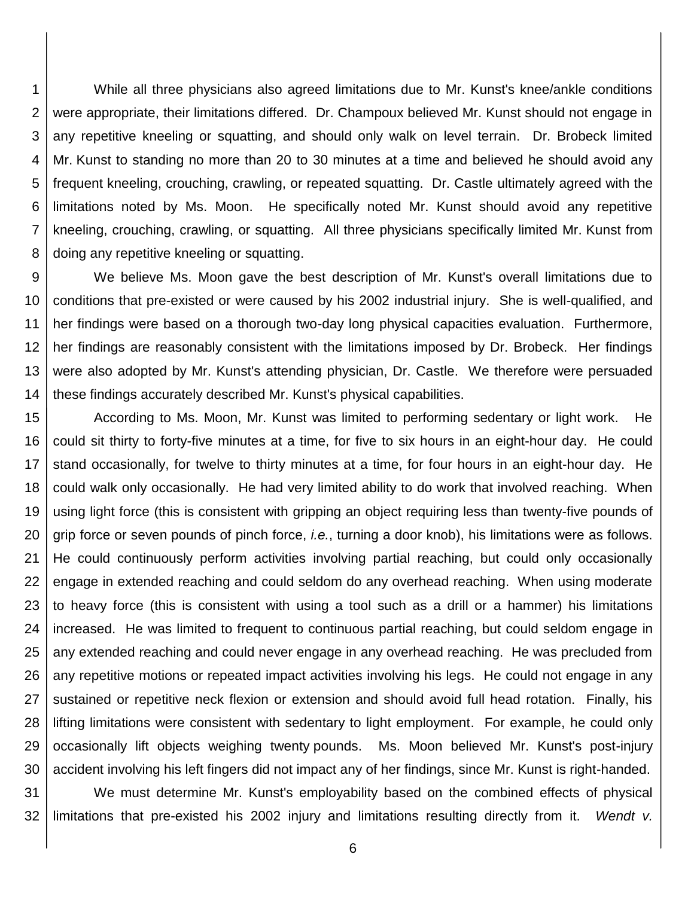While all three physicians also agreed limitations due to Mr. Kunst's knee/ankle conditions were appropriate, their limitations differed. Dr. Champoux believed Mr. Kunst should not engage in any repetitive kneeling or squatting, and should only walk on level terrain. Dr. Brobeck limited Mr. Kunst to standing no more than 20 to 30 minutes at a time and believed he should avoid any frequent kneeling, crouching, crawling, or repeated squatting. Dr. Castle ultimately agreed with the limitations noted by Ms. Moon. He specifically noted Mr. Kunst should avoid any repetitive kneeling, crouching, crawling, or squatting. All three physicians specifically limited Mr. Kunst from doing any repetitive kneeling or squatting.

We believe Ms. Moon gave the best description of Mr. Kunst's overall limitations due to conditions that pre-existed or were caused by his 2002 industrial injury. She is well-qualified, and her findings were based on a thorough two-day long physical capacities evaluation. Furthermore, her findings are reasonably consistent with the limitations imposed by Dr. Brobeck. Her findings were also adopted by Mr. Kunst's attending physician, Dr. Castle. We therefore were persuaded these findings accurately described Mr. Kunst's physical capabilities.

According to Ms. Moon, Mr. Kunst was limited to performing sedentary or light work. He could sit thirty to forty-five minutes at a time, for five to six hours in an eight-hour day. He could stand occasionally, for twelve to thirty minutes at a time, for four hours in an eight-hour day. He could walk only occasionally. He had very limited ability to do work that involved reaching. When using light force (this is consistent with gripping an object requiring less than twenty-five pounds of grip force or seven pounds of pinch force, *i.e.*, turning a door knob), his limitations were as follows. He could continuously perform activities involving partial reaching, but could only occasionally engage in extended reaching and could seldom do any overhead reaching. When using moderate to heavy force (this is consistent with using a tool such as a drill or a hammer) his limitations increased. He was limited to frequent to continuous partial reaching, but could seldom engage in any extended reaching and could never engage in any overhead reaching. He was precluded from any repetitive motions or repeated impact activities involving his legs. He could not engage in any sustained or repetitive neck flexion or extension and should avoid full head rotation. Finally, his lifting limitations were consistent with sedentary to light employment. For example, he could only occasionally lift objects weighing twenty pounds. Ms. Moon believed Mr. Kunst's post-injury accident involving his left fingers did not impact any of her findings, since Mr. Kunst is right-handed.

We must determine Mr. Kunst's employability based on the combined effects of physical limitations that pre-existed his 2002 injury and limitations resulting directly from it. *Wendt v.*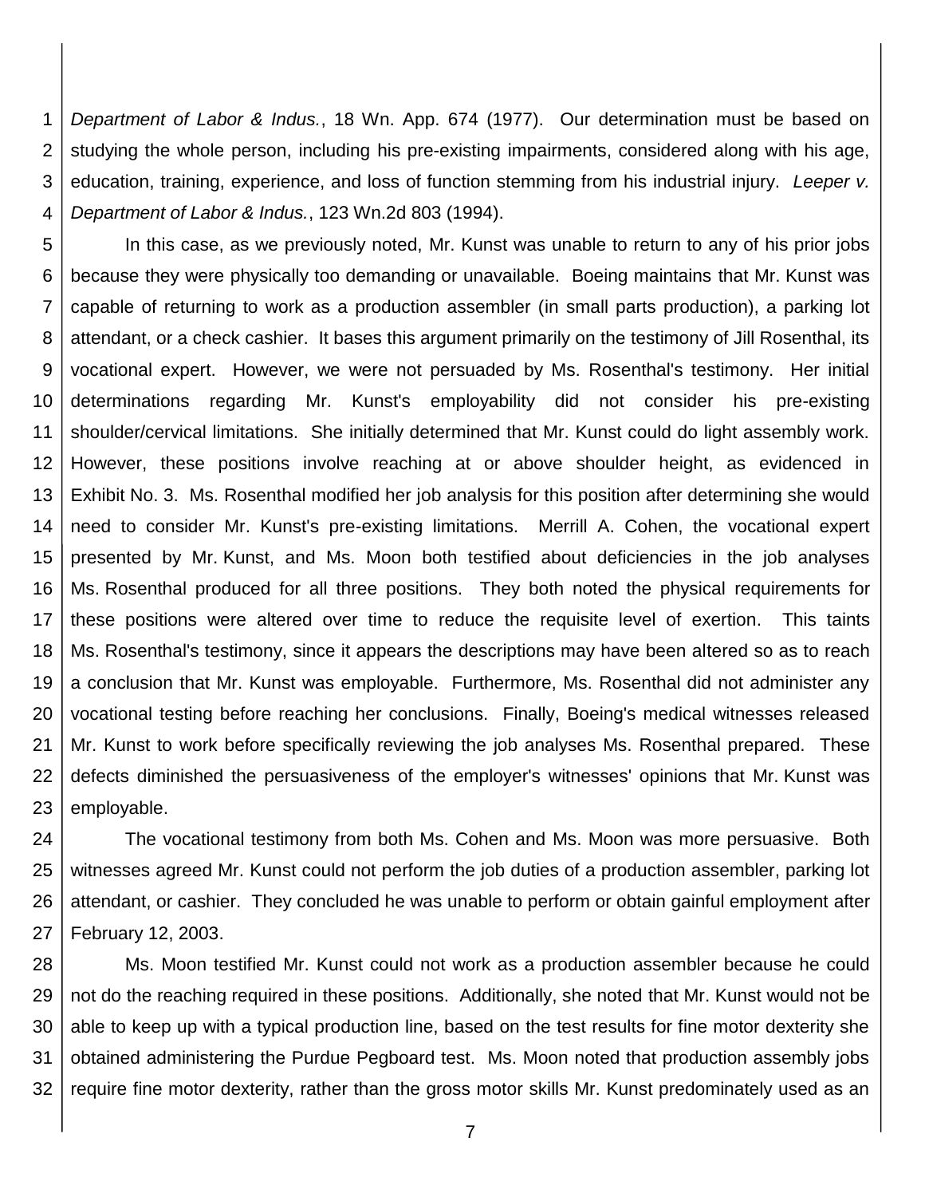*Department of Labor & Indus.*, 18 Wn. App. 674 (1977). Our determination must be based on studying the whole person, including his pre-existing impairments, considered along with his age, education, training, experience, and loss of function stemming from his industrial injury. *Leeper v. Department of Labor & Indus.*, 123 Wn.2d 803 (1994).

In this case, as we previously noted, Mr. Kunst was unable to return to any of his prior jobs because they were physically too demanding or unavailable. Boeing maintains that Mr. Kunst was capable of returning to work as a production assembler (in small parts production), a parking lot attendant, or a check cashier. It bases this argument primarily on the testimony of Jill Rosenthal, its vocational expert. However, we were not persuaded by Ms. Rosenthal's testimony. Her initial determinations regarding Mr. Kunst's employability did not consider his pre-existing shoulder/cervical limitations. She initially determined that Mr. Kunst could do light assembly work. However, these positions involve reaching at or above shoulder height, as evidenced in Exhibit No. 3. Ms. Rosenthal modified her job analysis for this position after determining she would need to consider Mr. Kunst's pre-existing limitations. Merrill A. Cohen, the vocational expert presented by Mr. Kunst, and Ms. Moon both testified about deficiencies in the job analyses Ms. Rosenthal produced for all three positions. They both noted the physical requirements for these positions were altered over time to reduce the requisite level of exertion. This taints Ms. Rosenthal's testimony, since it appears the descriptions may have been altered so as to reach a conclusion that Mr. Kunst was employable. Furthermore, Ms. Rosenthal did not administer any vocational testing before reaching her conclusions. Finally, Boeing's medical witnesses released Mr. Kunst to work before specifically reviewing the job analyses Ms. Rosenthal prepared. These defects diminished the persuasiveness of the employer's witnesses' opinions that Mr. Kunst was employable.

The vocational testimony from both Ms. Cohen and Ms. Moon was more persuasive. Both witnesses agreed Mr. Kunst could not perform the job duties of a production assembler, parking lot attendant, or cashier. They concluded he was unable to perform or obtain gainful employment after February 12, 2003.

Ms. Moon testified Mr. Kunst could not work as a production assembler because he could not do the reaching required in these positions. Additionally, she noted that Mr. Kunst would not be able to keep up with a typical production line, based on the test results for fine motor dexterity she obtained administering the Purdue Pegboard test. Ms. Moon noted that production assembly jobs require fine motor dexterity, rather than the gross motor skills Mr. Kunst predominately used as an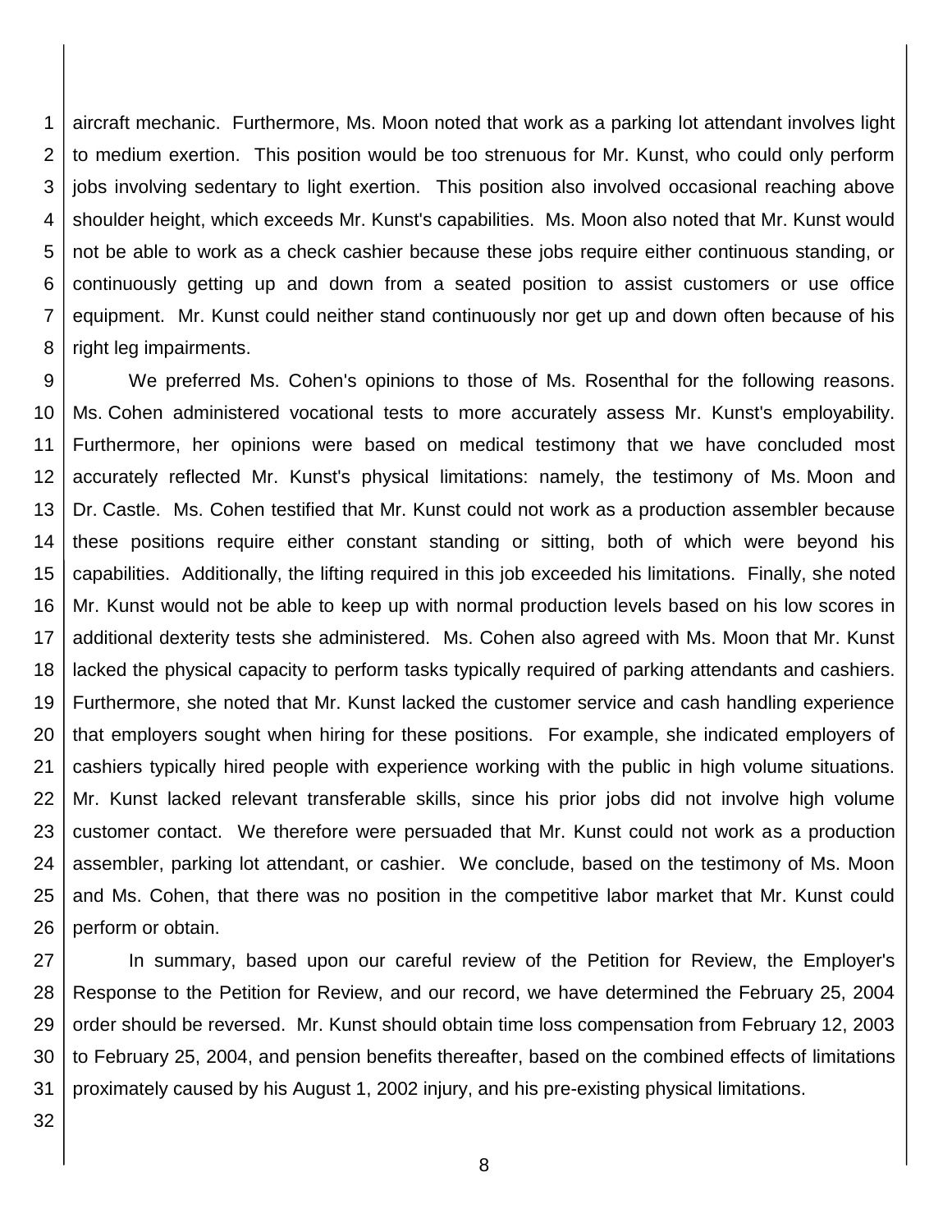aircraft mechanic. Furthermore, Ms. Moon noted that work as a parking lot attendant involves light to medium exertion. This position would be too strenuous for Mr. Kunst, who could only perform jobs involving sedentary to light exertion. This position also involved occasional reaching above shoulder height, which exceeds Mr. Kunst's capabilities. Ms. Moon also noted that Mr. Kunst would not be able to work as a check cashier because these jobs require either continuous standing, or continuously getting up and down from a seated position to assist customers or use office equipment. Mr. Kunst could neither stand continuously nor get up and down often because of his right leg impairments.

We preferred Ms. Cohen's opinions to those of Ms. Rosenthal for the following reasons. Ms. Cohen administered vocational tests to more accurately assess Mr. Kunst's employability. Furthermore, her opinions were based on medical testimony that we have concluded most accurately reflected Mr. Kunst's physical limitations: namely, the testimony of Ms. Moon and Dr. Castle. Ms. Cohen testified that Mr. Kunst could not work as a production assembler because these positions require either constant standing or sitting, both of which were beyond his capabilities. Additionally, the lifting required in this job exceeded his limitations. Finally, she noted Mr. Kunst would not be able to keep up with normal production levels based on his low scores in additional dexterity tests she administered. Ms. Cohen also agreed with Ms. Moon that Mr. Kunst lacked the physical capacity to perform tasks typically required of parking attendants and cashiers. Furthermore, she noted that Mr. Kunst lacked the customer service and cash handling experience that employers sought when hiring for these positions. For example, she indicated employers of cashiers typically hired people with experience working with the public in high volume situations. Mr. Kunst lacked relevant transferable skills, since his prior jobs did not involve high volume customer contact. We therefore were persuaded that Mr. Kunst could not work as a production assembler, parking lot attendant, or cashier. We conclude, based on the testimony of Ms. Moon and Ms. Cohen, that there was no position in the competitive labor market that Mr. Kunst could perform or obtain.

In summary, based upon our careful review of the Petition for Review, the Employer's Response to the Petition for Review, and our record, we have determined the February 25, 2004 order should be reversed. Mr. Kunst should obtain time loss compensation from February 12, 2003 to February 25, 2004, and pension benefits thereafter, based on the combined effects of limitations proximately caused by his August 1, 2002 injury, and his pre-existing physical limitations.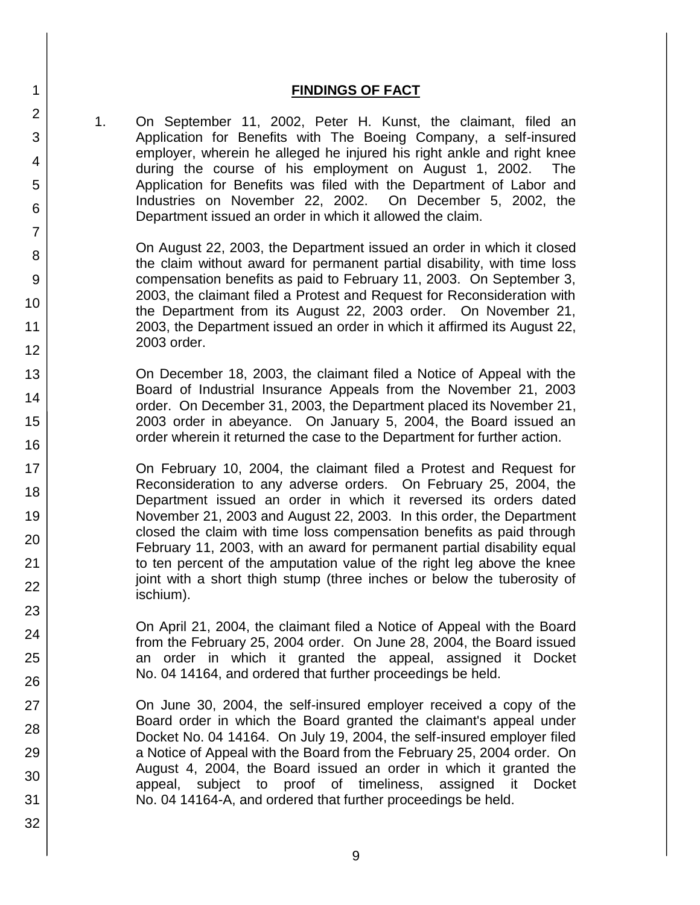## FINDINGS OF FACT

1. On September 11, 2002, Peter H. Kunst, the claimant, filed an Application for Benefits with The Boeing Company, a self-insured employer, wherein he alleged he injured his right ankle and right knee during the course of his employment on August 1, 2002. The Application for Benefits was filed with the Department of Labor and Industries on November 22, 2002. On December 5, 2002, the Department issued an order in which it allowed the claim.

   On August 22, 2003, the Department issued an order in which it closed the claim without award for permanent partial disability, with time loss compensation benefits as paid to February 11, 2003. On September 3, 2003, the claimant filed a Protest and Request for Reconsideration with the Department from its August 22, 2003 order. On November 21, 2003, the Department issued an order in which it affirmed its August 22, 2003 order.

   On December 18, 2003, the claimant filed a Notice of Appeal with the Board of Industrial Insurance Appeals from the November 21, 2003 order. On December 31, 2003, the Department placed its November 21, 2003 order in abeyance. On January 5, 2004, the Board issued an order wherein it returned the case to the Department for further action.

   On February 10, 2004, the claimant filed a Protest and Request for Reconsideration to any adverse orders. On February 25, 2004, the Department issued an order in which it reversed its orders dated November 21, 2003 and August 22, 2003. In this order, the Department closed the claim with time loss compensation benefits as paid through February 11, 2003, with an award for permanent partial disability equal to ten percent of the amputation value of the right leg above the knee joint with a short thigh stump (three inches or below the tuberosity of ischium).

   On April 21, 2004, the claimant filed a Notice of Appeal with the Board from the February 25, 2004 order. On June 28, 2004, the Board issued an order in which it granted the appeal, assigned it Docket No. 04 14164, and ordered that further proceedings be held.

   On June 30, 2004, the self-insured employer received a copy of the Board order in which the Board granted the claimant's appeal under Docket No. 04 14164. On July 19, 2004, the self-insured employer filed a Notice of Appeal with the Board from the February 25, 2004 order. On August 4, 2004, the Board issued an order in which it granted the appeal, subject to proof of timeliness, assigned it Docket No. 04 14164-A, and ordered that further proceedings be held.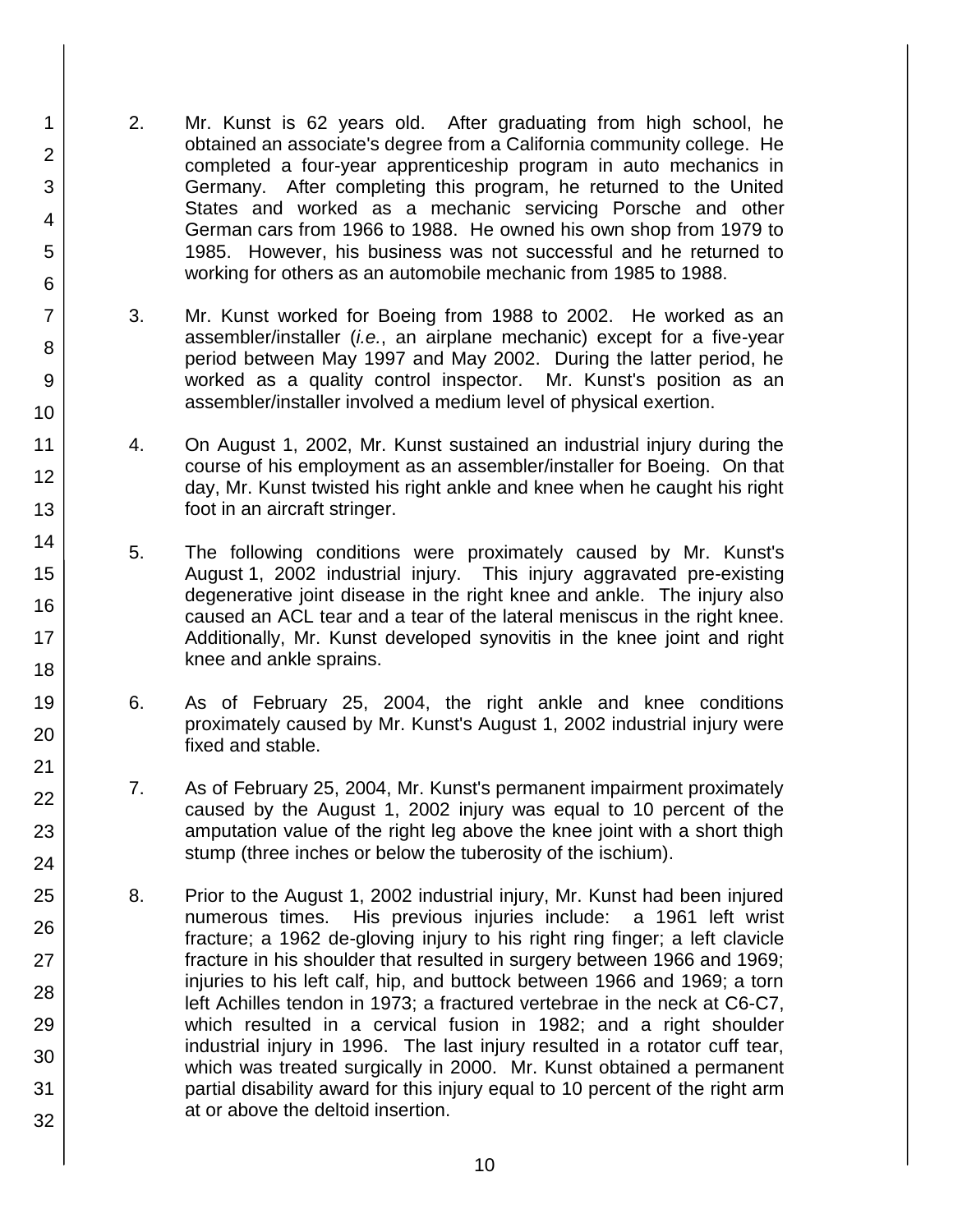2. Mr. Kunst is 62 years old. After graduating from high school, he obtained an associate's degree from a California community college. He completed a four-year apprenticeship program in auto mechanics in Germany. After completing this program, he returned to the United States and worked as a mechanic servicing Porsche and other German cars from 1966 to 1988. He owned his own shop from 1979 to 1985. However, his business was not successful and he returned to working for others as an automobile mechanic from 1985 to 1988.

3. Mr. Kunst worked for Boeing from 1988 to 2002. He worked as an assembler/installer (*i.e.*, an airplane mechanic) except for a five-year period between May 1997 and May 2002. During the latter period, he worked as a quality control inspector. Mr. Kunst's position as an assembler/installer involved a medium level of physical exertion.

4. On August 1, 2002, Mr. Kunst sustained an industrial injury during the course of his employment as an assembler/installer for Boeing. On that day, Mr. Kunst twisted his right ankle and knee when he caught his right foot in an aircraft stringer.

5. The following conditions were proximately caused by Mr. Kunst's August 1, 2002 industrial injury. This injury aggravated pre-existing degenerative joint disease in the right knee and ankle. The injury also caused an ACL tear and a tear of the lateral meniscus in the right knee. Additionally, Mr. Kunst developed synovitis in the knee joint and right knee and ankle sprains.

6. As of February 25, 2004, the right ankle and knee conditions proximately caused by Mr. Kunst's August 1, 2002 industrial injury were fixed and stable.

7. As of February 25, 2004, Mr. Kunst's permanent impairment proximately caused by the August 1, 2002 injury was equal to 10 percent of the amputation value of the right leg above the knee joint with a short thigh stump (three inches or below the tuberosity of the ischium).

8. Prior to the August 1, 2002 industrial injury, Mr. Kunst had been injured numerous times. His previous injuries include: a 1961 left wrist fracture; a 1962 de-gloving injury to his right ring finger; a left clavicle fracture in his shoulder that resulted in surgery between 1966 and 1969; injuries to his left calf, hip, and buttock between 1966 and 1969; a torn left Achilles tendon in 1973; a fractured vertebrae in the neck at C6-C7, which resulted in a cervical fusion in 1982; and a right shoulder industrial injury in 1996. The last injury resulted in a rotator cuff tear, which was treated surgically in 2000. Mr. Kunst obtained a permanent partial disability award for this injury equal to 10 percent of the right arm at or above the deltoid insertion.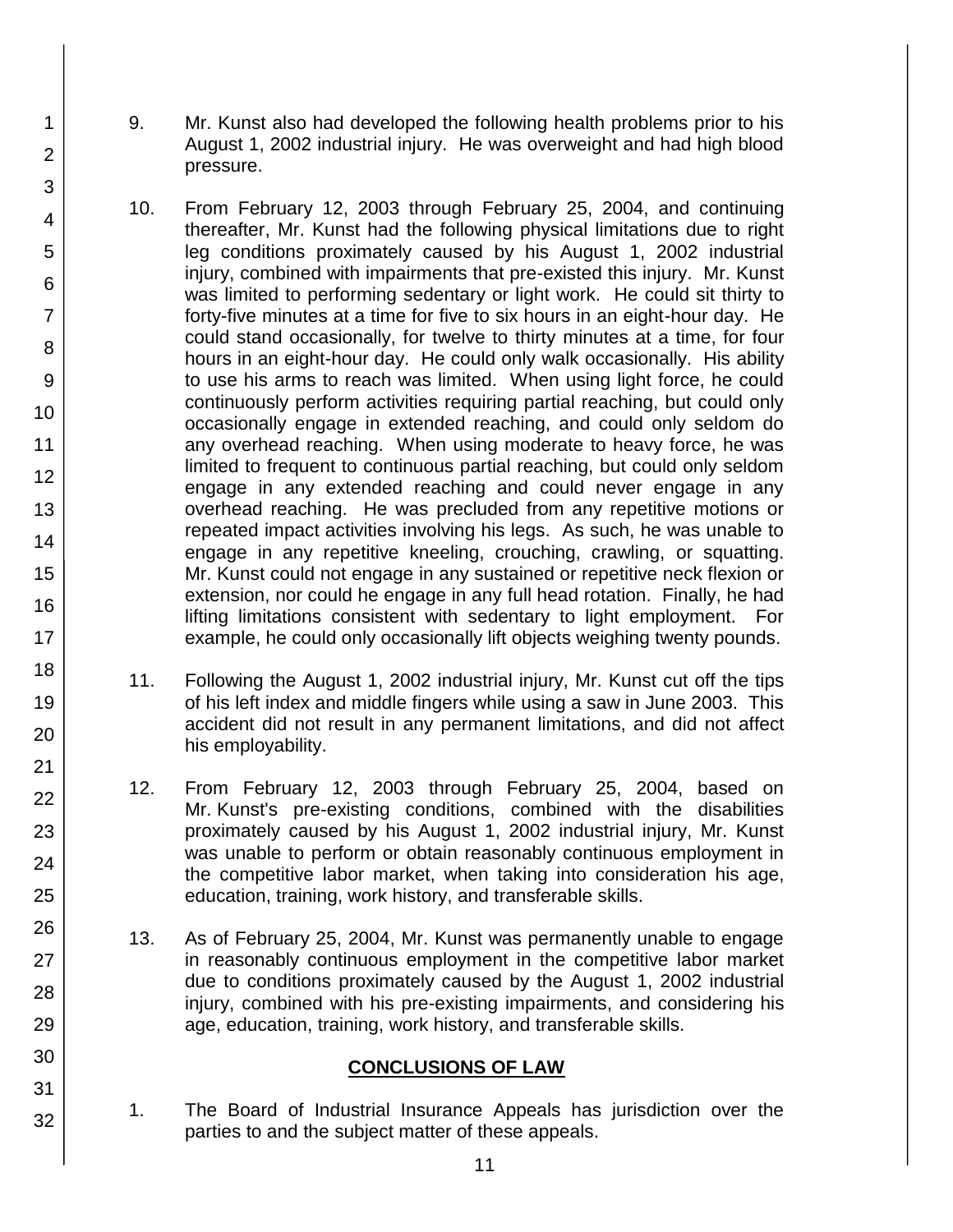9. Mr. Kunst also had developed the following health problems prior to his August 1, 2002 industrial injury. He was overweight and had high blood pressure.

10. From February 12, 2003 through February 25, 2004, and continuing thereafter, Mr. Kunst had the following physical limitations due to right leg conditions proximately caused by his August 1, 2002 industrial injury, combined with impairments that pre-existed this injury. Mr. Kunst was limited to performing sedentary or light work. He could sit thirty to forty-five minutes at a time for five to six hours in an eight-hour day. He could stand occasionally, for twelve to thirty minutes at a time, for four hours in an eight-hour day. He could only walk occasionally. His ability to use his arms to reach was limited. When using light force, he could continuously perform activities requiring partial reaching, but could only occasionally engage in extended reaching, and could only seldom do any overhead reaching. When using moderate to heavy force, he was limited to frequent to continuous partial reaching, but could only seldom engage in any extended reaching and could never engage in any overhead reaching. He was precluded from any repetitive motions or repeated impact activities involving his legs. As such, he was unable to engage in any repetitive kneeling, crouching, crawling, or squatting. Mr. Kunst could not engage in any sustained or repetitive neck flexion or extension, nor could he engage in any full head rotation. Finally, he had lifting limitations consistent with sedentary to light employment. For example, he could only occasionally lift objects weighing twenty pounds.

11. Following the August 1, 2002 industrial injury, Mr. Kunst cut off the tips of his left index and middle fingers while using a saw in June 2003. This accident did not result in any permanent limitations, and did not affect his employability.

12. From February 12, 2003 through February 25, 2004, based on Mr. Kunst's pre-existing conditions, combined with the disabilities proximately caused by his August 1, 2002 industrial injury, Mr. Kunst was unable to perform or obtain reasonably continuous employment in the competitive labor market, when taking into consideration his age, education, training, work history, and transferable skills.

13. As of February 25, 2004, Mr. Kunst was permanently unable to engage in reasonably continuous employment in the competitive labor market due to conditions proximately caused by the August 1, 2002 industrial injury, combined with his pre-existing impairments, and considering his age, education, training, work history, and transferable skills.

## CONCLUSIONS OF LAW

1. The Board of Industrial Insurance Appeals has jurisdiction over the parties to and the subject matter of these appeals.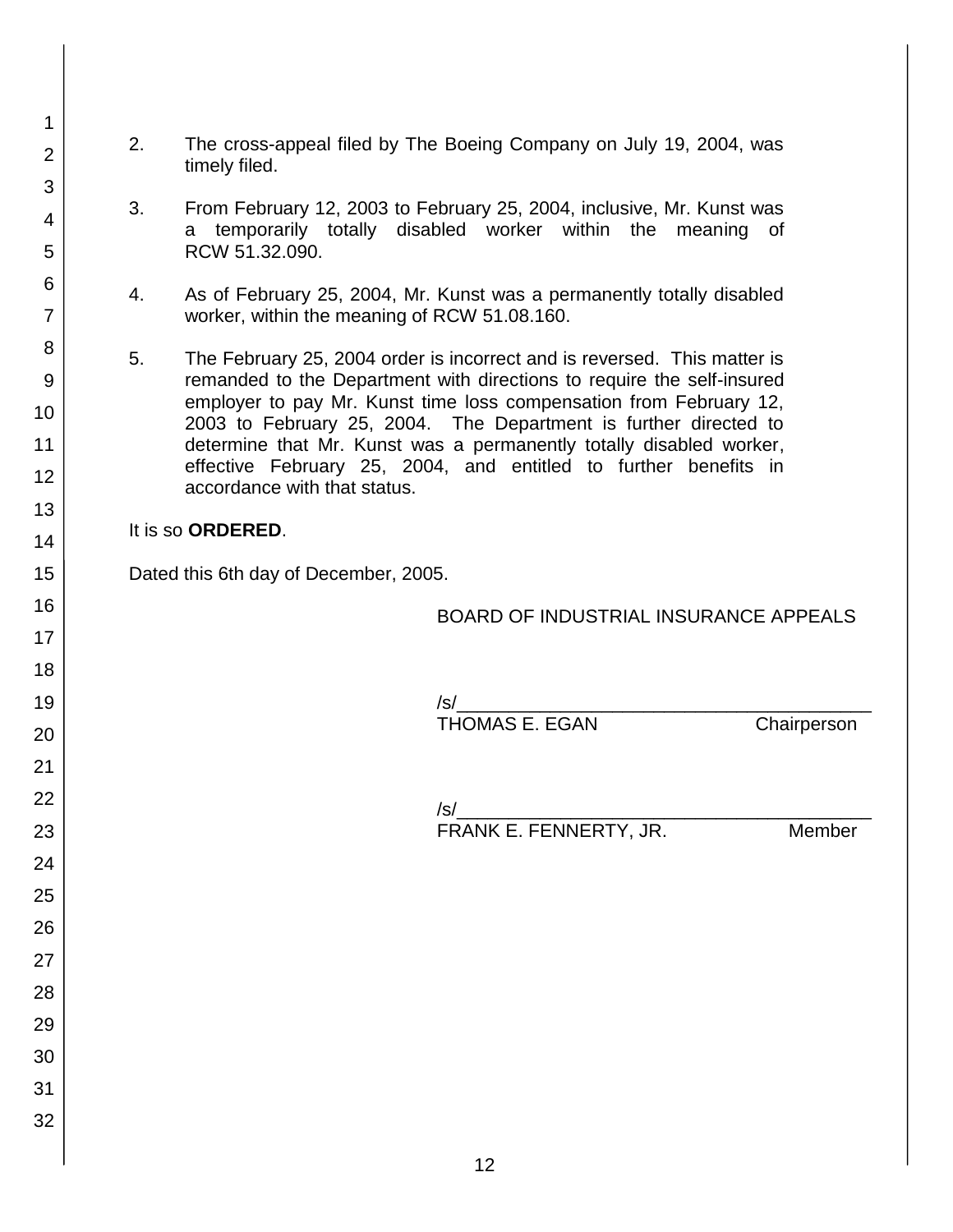2. The cross-appeal filed by The Boeing Company on July 19, 2004, was timely filed.

3. From February 12, 2003 to February 25, 2004, inclusive, Mr. Kunst was a temporarily totally disabled worker within the meaning of RCW 51.32.090.

4. As of February 25, 2004, Mr. Kunst was a permanently totally disabled worker, within the meaning of RCW 51.08.160.

5. The February 25, 2004 order is incorrect and is reversed. This matter is remanded to the Department with directions to require the self-insured employer to pay Mr. Kunst time loss compensation from February 12, 2003 to February 25, 2004. The Department is further directed to determine that Mr. Kunst was a permanently totally disabled worker, effective February 25, 2004, and entitled to further benefits in accordance with that status.

It is so **ORDERED**.

Dated this 6th day of December, 2005.

BOARD OF INDUSTRIAL INSURANCE APPEALS

/s/________________________________________
THOMAS E. EGAN Chairperson

/s/________________________________________
FRANK E. FENNERTY, JR. Member